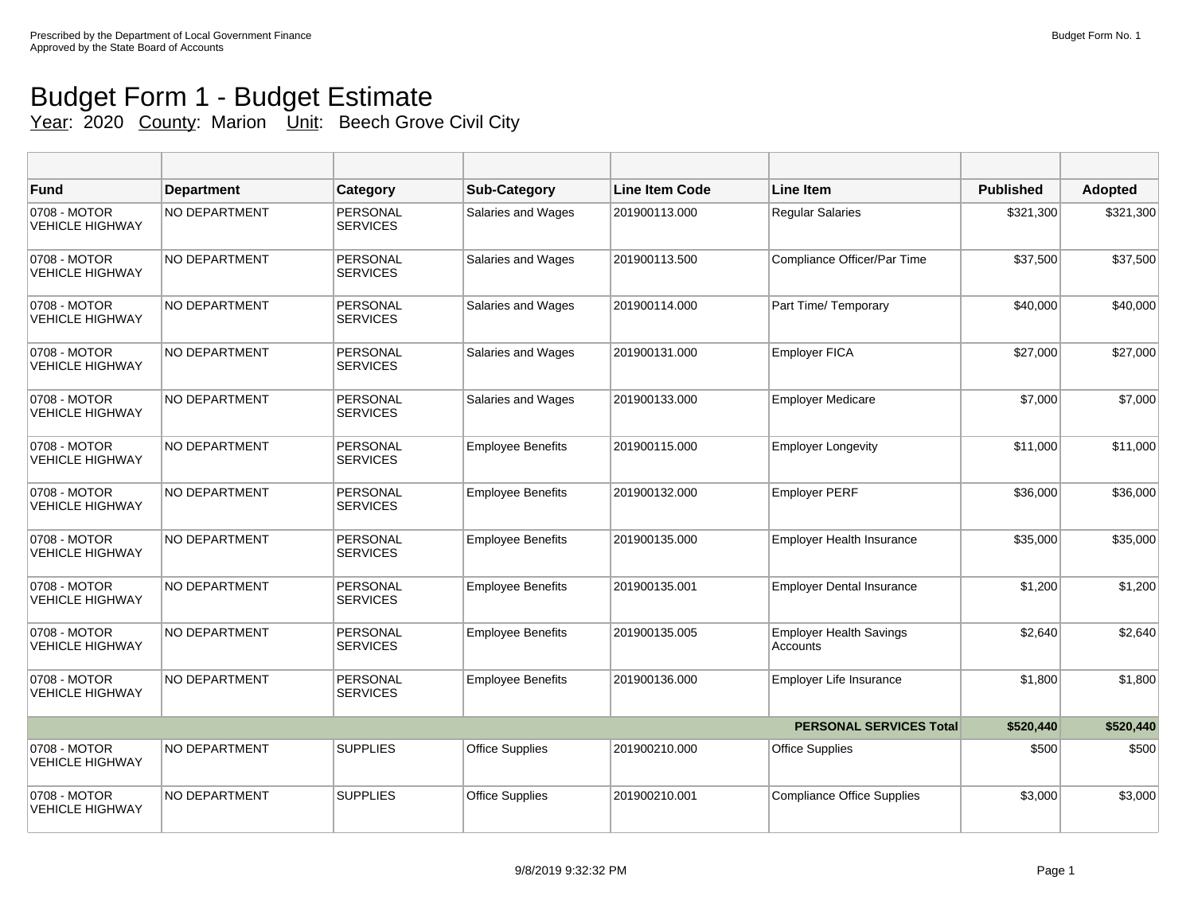Prescribed by the Department of Local Government Finance
Approved by the State Board of Accounts

Budget Form No. 1

# Budget Form 1 - Budget Estimate

Year: 2020 County: Marion Unit: Beech Grove Civil City

| Fund | Department | Category | Sub-Category | Line Item Code | Line Item | Published | Adopted |
|---|---|---|---|---|---|---|---|
| 0708 - MOTOR VEHICLE HIGHWAY | NO DEPARTMENT | PERSONAL SERVICES | Salaries and Wages | 201900113.000 | Regular Salaries | $321,300 | $321,300 |
| 0708 - MOTOR VEHICLE HIGHWAY | NO DEPARTMENT | PERSONAL SERVICES | Salaries and Wages | 201900113.500 | Compliance Officer/Par Time | $37,500 | $37,500 |
| 0708 - MOTOR VEHICLE HIGHWAY | NO DEPARTMENT | PERSONAL SERVICES | Salaries and Wages | 201900114.000 | Part Time/ Temporary | $40,000 | $40,000 |
| 0708 - MOTOR VEHICLE HIGHWAY | NO DEPARTMENT | PERSONAL SERVICES | Salaries and Wages | 201900131.000 | Employer FICA | $27,000 | $27,000 |
| 0708 - MOTOR VEHICLE HIGHWAY | NO DEPARTMENT | PERSONAL SERVICES | Salaries and Wages | 201900133.000 | Employer Medicare | $7,000 | $7,000 |
| 0708 - MOTOR VEHICLE HIGHWAY | NO DEPARTMENT | PERSONAL SERVICES | Employee Benefits | 201900115.000 | Employer Longevity | $11,000 | $11,000 |
| 0708 - MOTOR VEHICLE HIGHWAY | NO DEPARTMENT | PERSONAL SERVICES | Employee Benefits | 201900132.000 | Employer PERF | $36,000 | $36,000 |
| 0708 - MOTOR VEHICLE HIGHWAY | NO DEPARTMENT | PERSONAL SERVICES | Employee Benefits | 201900135.000 | Employer Health Insurance | $35,000 | $35,000 |
| 0708 - MOTOR VEHICLE HIGHWAY | NO DEPARTMENT | PERSONAL SERVICES | Employee Benefits | 201900135.001 | Employer Dental Insurance | $1,200 | $1,200 |
| 0708 - MOTOR VEHICLE HIGHWAY | NO DEPARTMENT | PERSONAL SERVICES | Employee Benefits | 201900135.005 | Employer Health Savings Accounts | $2,640 | $2,640 |
| 0708 - MOTOR VEHICLE HIGHWAY | NO DEPARTMENT | PERSONAL SERVICES | Employee Benefits | 201900136.000 | Employer Life Insurance | $1,800 | $1,800 |
| | | | | | **PERSONAL SERVICES Total** | **$520,440** | **$520,440** |
| 0708 - MOTOR VEHICLE HIGHWAY | NO DEPARTMENT | SUPPLIES | Office Supplies | 201900210.000 | Office Supplies | $500 | $500 |
| 0708 - MOTOR VEHICLE HIGHWAY | NO DEPARTMENT | SUPPLIES | Office Supplies | 201900210.001 | Compliance Office Supplies | $3,000 | $3,000 |

9/8/2019 9:32:32 PM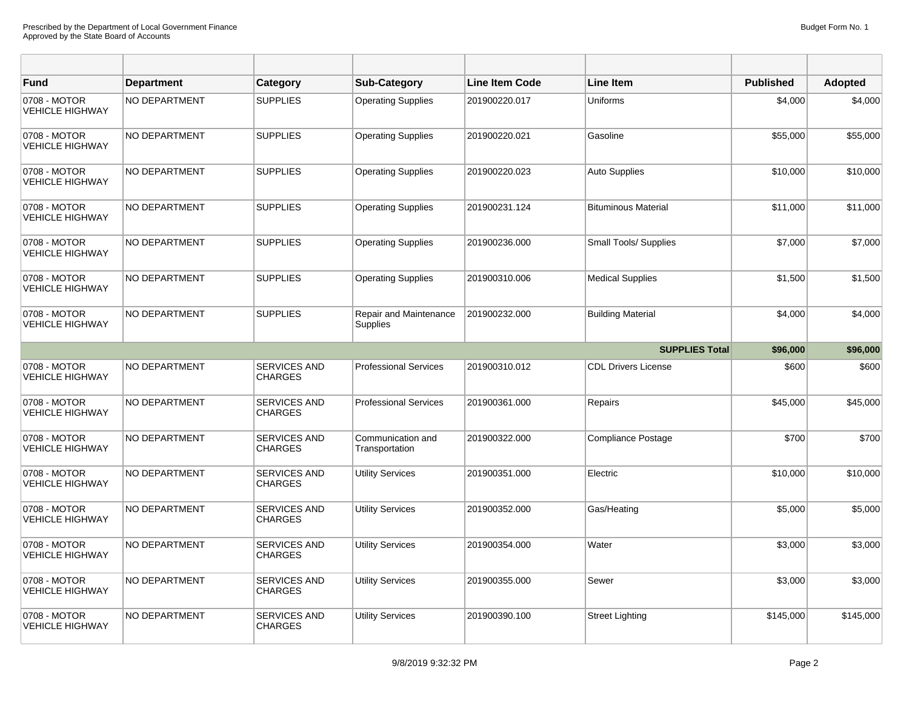| Fund | Department | Category | Sub-Category | Line Item Code | Line Item | Published | Adopted |
|---|---|---|---|---|---|---|---|
| 0708 - MOTOR VEHICLE HIGHWAY | NO DEPARTMENT | SUPPLIES | Operating Supplies | 201900220.017 | Uniforms | $4,000 | $4,000 |
| 0708 - MOTOR VEHICLE HIGHWAY | NO DEPARTMENT | SUPPLIES | Operating Supplies | 201900220.021 | Gasoline | $55,000 | $55,000 |
| 0708 - MOTOR VEHICLE HIGHWAY | NO DEPARTMENT | SUPPLIES | Operating Supplies | 201900220.023 | Auto Supplies | $10,000 | $10,000 |
| 0708 - MOTOR VEHICLE HIGHWAY | NO DEPARTMENT | SUPPLIES | Operating Supplies | 201900231.124 | Bituminous Material | $11,000 | $11,000 |
| 0708 - MOTOR VEHICLE HIGHWAY | NO DEPARTMENT | SUPPLIES | Operating Supplies | 201900236.000 | Small Tools/ Supplies | $7,000 | $7,000 |
| 0708 - MOTOR VEHICLE HIGHWAY | NO DEPARTMENT | SUPPLIES | Operating Supplies | 201900310.006 | Medical Supplies | $1,500 | $1,500 |
| 0708 - MOTOR VEHICLE HIGHWAY | NO DEPARTMENT | SUPPLIES | Repair and Maintenance Supplies | 201900232.000 | Building Material | $4,000 | $4,000 |
| | | | | | **SUPPLIES Total** | **$96,000** | **$96,000** |
| 0708 - MOTOR VEHICLE HIGHWAY | NO DEPARTMENT | SERVICES AND CHARGES | Professional Services | 201900310.012 | CDL Drivers License | $600 | $600 |
| 0708 - MOTOR VEHICLE HIGHWAY | NO DEPARTMENT | SERVICES AND CHARGES | Professional Services | 201900361.000 | Repairs | $45,000 | $45,000 |
| 0708 - MOTOR VEHICLE HIGHWAY | NO DEPARTMENT | SERVICES AND CHARGES | Communication and Transportation | 201900322.000 | Compliance Postage | $700 | $700 |
| 0708 - MOTOR VEHICLE HIGHWAY | NO DEPARTMENT | SERVICES AND CHARGES | Utility Services | 201900351.000 | Electric | $10,000 | $10,000 |
| 0708 - MOTOR VEHICLE HIGHWAY | NO DEPARTMENT | SERVICES AND CHARGES | Utility Services | 201900352.000 | Gas/Heating | $5,000 | $5,000 |
| 0708 - MOTOR VEHICLE HIGHWAY | NO DEPARTMENT | SERVICES AND CHARGES | Utility Services | 201900354.000 | Water | $3,000 | $3,000 |
| 0708 - MOTOR VEHICLE HIGHWAY | NO DEPARTMENT | SERVICES AND CHARGES | Utility Services | 201900355.000 | Sewer | $3,000 | $3,000 |
| 0708 - MOTOR VEHICLE HIGHWAY | NO DEPARTMENT | SERVICES AND CHARGES | Utility Services | 201900390.100 | Street Lighting | $145,000 | $145,000 |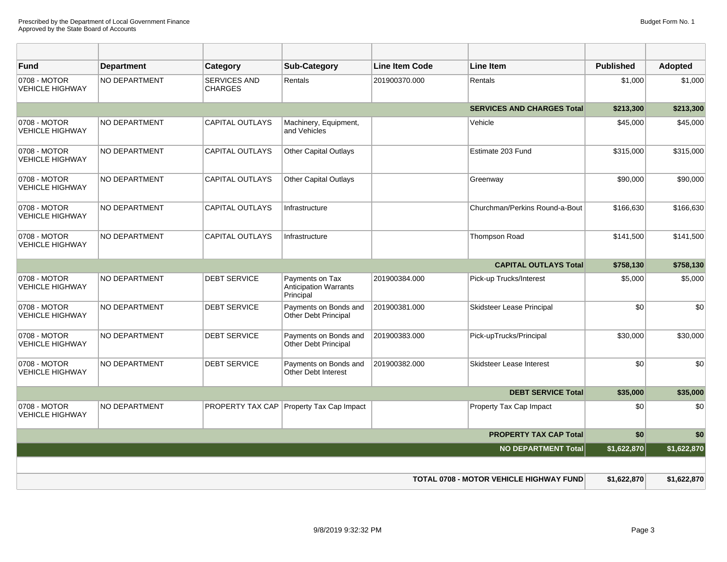Prescribed by the Department of Local Government Finance
Approved by the State Board of Accounts

Budget Form No. 1

| Fund | Department | Category | Sub-Category | Line Item Code | Line Item | Published | Adopted |
|---|---|---|---|---|---|---|---|
| 0708 - MOTOR VEHICLE HIGHWAY | NO DEPARTMENT | SERVICES AND CHARGES | Rentals | 201900370.000 | Rentals | $1,000 | $1,000 |
| | | | | | **SERVICES AND CHARGES Total** | **$213,300** | **$213,300** |
| 0708 - MOTOR VEHICLE HIGHWAY | NO DEPARTMENT | CAPITAL OUTLAYS | Machinery, Equipment, and Vehicles | | Vehicle | $45,000 | $45,000 |
| 0708 - MOTOR VEHICLE HIGHWAY | NO DEPARTMENT | CAPITAL OUTLAYS | Other Capital Outlays | | Estimate 203 Fund | $315,000 | $315,000 |
| 0708 - MOTOR VEHICLE HIGHWAY | NO DEPARTMENT | CAPITAL OUTLAYS | Other Capital Outlays | | Greenway | $90,000 | $90,000 |
| 0708 - MOTOR VEHICLE HIGHWAY | NO DEPARTMENT | CAPITAL OUTLAYS | Infrastructure | | Churchman/Perkins Round-a-Bout | $166,630 | $166,630 |
| 0708 - MOTOR VEHICLE HIGHWAY | NO DEPARTMENT | CAPITAL OUTLAYS | Infrastructure | | Thompson Road | $141,500 | $141,500 |
| | | | | | **CAPITAL OUTLAYS Total** | **$758,130** | **$758,130** |
| 0708 - MOTOR VEHICLE HIGHWAY | NO DEPARTMENT | DEBT SERVICE | Payments on Tax Anticipation Warrants Principal | 201900384.000 | Pick-up Trucks/Interest | $5,000 | $5,000 |
| 0708 - MOTOR VEHICLE HIGHWAY | NO DEPARTMENT | DEBT SERVICE | Payments on Bonds and Other Debt Principal | 201900381.000 | Skidsteer Lease Principal | $0 | $0 |
| 0708 - MOTOR VEHICLE HIGHWAY | NO DEPARTMENT | DEBT SERVICE | Payments on Bonds and Other Debt Principal | 201900383.000 | Pick-upTrucks/Principal | $30,000 | $30,000 |
| 0708 - MOTOR VEHICLE HIGHWAY | NO DEPARTMENT | DEBT SERVICE | Payments on Bonds and Other Debt Interest | 201900382.000 | Skidsteer Lease Interest | $0 | $0 |
| | | | | | **DEBT SERVICE Total** | **$35,000** | **$35,000** |
| 0708 - MOTOR VEHICLE HIGHWAY | NO DEPARTMENT | PROPERTY TAX CAP | Property Tax Cap Impact | | Property Tax Cap Impact | $0 | $0 |
| | | | | | **PROPERTY TAX CAP Total** | **$0** | **$0** |
| | | | | | **NO DEPARTMENT Total** | **$1,622,870** | **$1,622,870** |
| | | | | | **TOTAL 0708 - MOTOR VEHICLE HIGHWAY FUND** | **$1,622,870** | **$1,622,870** |

9/8/2019 9:32:32 PM